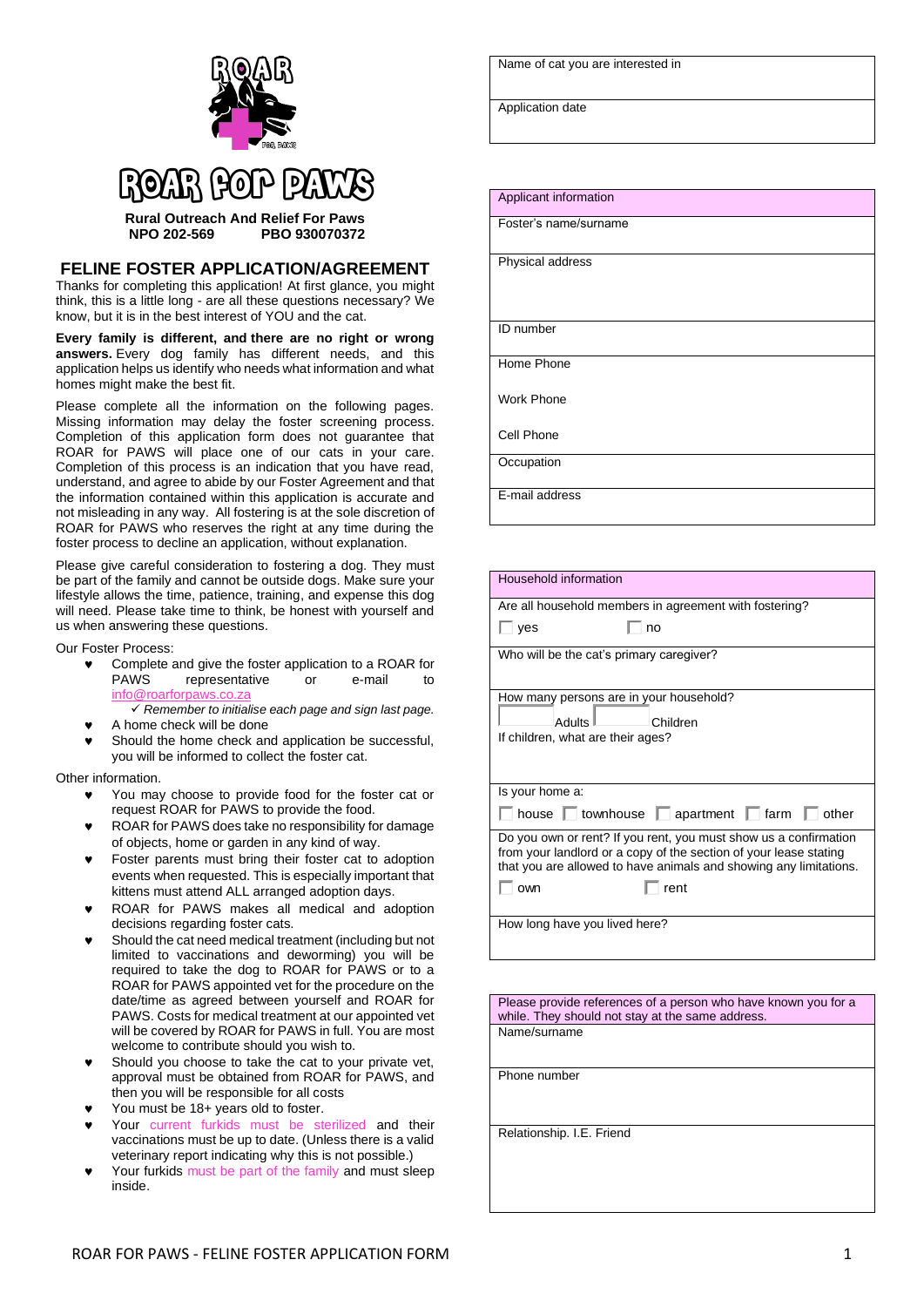# ROAR FOR PAWS

**Rural Outreach And Relief For Paws**
**NPO 202-569 PBO 930070372**

## FELINE FOSTER APPLICATION/AGREEMENT

Thanks for completing this application! At first glance, you might think, this is a little long - are all these questions necessary? We know, but it is in the best interest of YOU and the cat.

**Every family is different, and there are no right or wrong answers.** Every dog family has different needs, and this application helps us identify who needs what information and what homes might make the best fit.

Please complete all the information on the following pages. Missing information may delay the foster screening process. Completion of this application form does not guarantee that ROAR for PAWS will place one of our cats in your care. Completion of this process is an indication that you have read, understand, and agree to abide by our Foster Agreement and that the information contained within this application is accurate and not misleading in any way. All fostering is at the sole discretion of ROAR for PAWS who reserves the right at any time during the foster process to decline an application, without explanation.

Please give careful consideration to fostering a dog. They must be part of the family and cannot be outside dogs. Make sure your lifestyle allows the time, patience, training, and expense this dog will need. Please take time to think, be honest with yourself and us when answering these questions.

Our Foster Process:

- Complete and give the foster application to a ROAR for PAWS representative or e-mail to info@roarforpaws.co.za
  - ✓ *Remember to initialise each page and sign last page.*
- A home check will be done
- Should the home check and application be successful, you will be informed to collect the foster cat.

Other information.

- You may choose to provide food for the foster cat or request ROAR for PAWS to provide the food.
- ROAR for PAWS does take no responsibility for damage of objects, home or garden in any kind of way.
- Foster parents must bring their foster cat to adoption events when requested. This is especially important that kittens must attend ALL arranged adoption days.
- ROAR for PAWS makes all medical and adoption decisions regarding foster cats.
- Should the cat need medical treatment (including but not limited to vaccinations and deworming) you will be required to take the dog to ROAR for PAWS or to a ROAR for PAWS appointed vet for the procedure on the date/time as agreed between yourself and ROAR for PAWS. Costs for medical treatment at our appointed vet will be covered by ROAR for PAWS in full. You are most welcome to contribute should you wish to.
- Should you choose to take the cat to your private vet, approval must be obtained from ROAR for PAWS, and then you will be responsible for all costs
- You must be 18+ years old to foster.
- Your current furkids must be sterilized and their vaccinations must be up to date. (Unless there is a valid veterinary report indicating why this is not possible.)
- Your furkids must be part of the family and must sleep inside.

| Name of cat you are interested in |
|---|
| Application date |

| Applicant information |
|---|
| Foster's name/surname |
| Physical address |
| ID number |
| Home Phone<br><br>Work Phone<br><br>Cell Phone |
| Occupation |
| E-mail address |

| Household information |
|---|
| Are all household members in agreement with fostering?<br>☐ yes ☐ no |
| Who will be the cat's primary caregiver? |
| How many persons are in your household?<br>____ Adults ____ Children<br>If children, what are their ages? |
| Is your home a:<br>☐ house ☐ townhouse ☐ apartment ☐ farm ☐ other |
| Do you own or rent? If you rent, you must show us a confirmation from your landlord or a copy of the section of your lease stating that you are allowed to have animals and showing any limitations.<br>☐ own ☐ rent |
| How long have you lived here? |

| Please provide references of a person who have known you for a while. They should not stay at the same address. |
|---|
| Name/surname |
| Phone number |
| Relationship. I.E. Friend |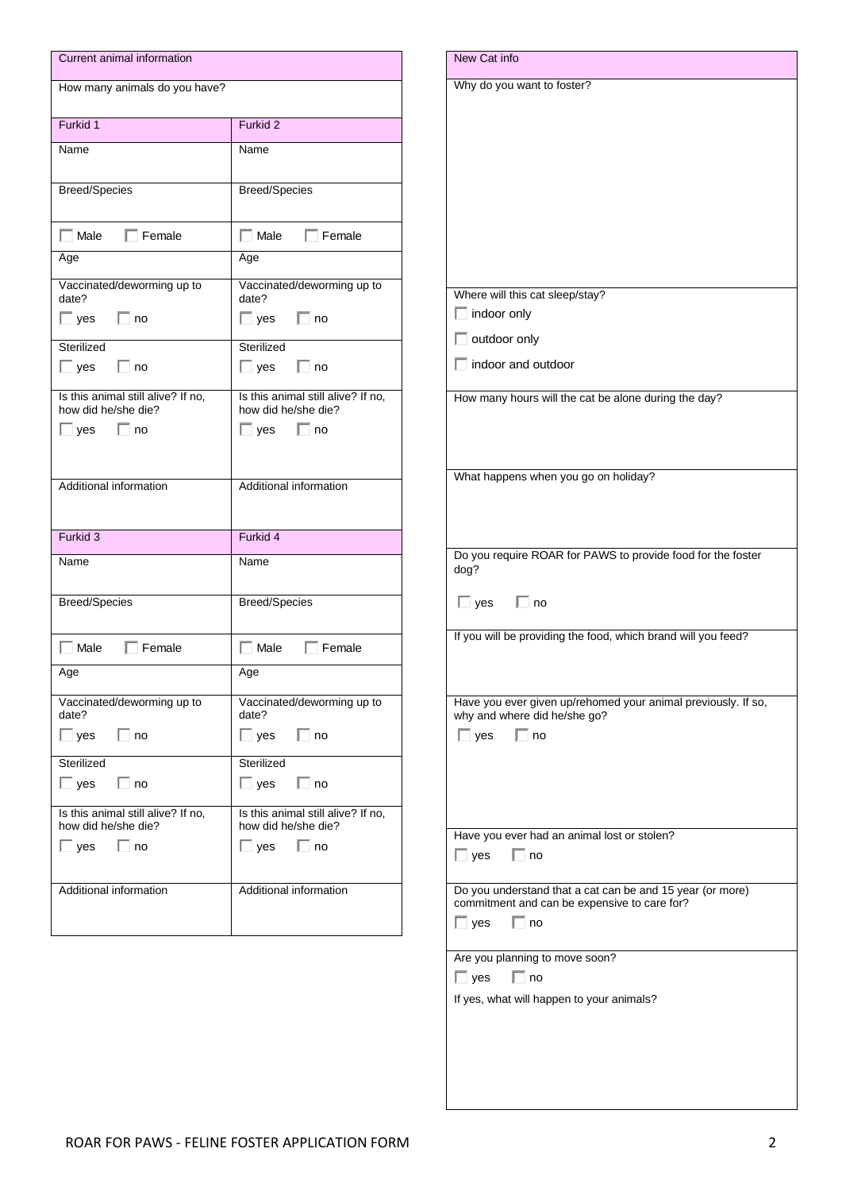## Current animal information

How many animals do you have?

| Furkid 1 | Furkid 2 |
|---|---|
| Name | Name |
| Breed/Species | Breed/Species |
| ☐ Male ☐ Female | ☐ Male ☐ Female |
| Age | Age |
| Vaccinated/deworming up to date? ☐ yes ☐ no | Vaccinated/deworming up to date? ☐ yes ☐ no |
| Sterilized ☐ yes ☐ no | Sterilized ☐ yes ☐ no |
| Is this animal still alive? If no, how did he/she die? ☐ yes ☐ no | Is this animal still alive? If no, how did he/she die? ☐ yes ☐ no |
| Additional information | Additional information |

| Furkid 3 | Furkid 4 |
|---|---|
| Name | Name |
| Breed/Species | Breed/Species |
| ☐ Male ☐ Female | ☐ Male ☐ Female |
| Age | Age |
| Vaccinated/deworming up to date? ☐ yes ☐ no | Vaccinated/deworming up to date? ☐ yes ☐ no |
| Sterilized ☐ yes ☐ no | Sterilized ☐ yes ☐ no |
| Is this animal still alive? If no, how did he/she die? ☐ yes ☐ no | Is this animal still alive? If no, how did he/she die? ☐ yes ☐ no |
| Additional information | Additional information |

## New Cat info

Why do you want to foster?

Where will this cat sleep/stay?

☐ indoor only

☐ outdoor only

☐ indoor and outdoor

How many hours will the cat be alone during the day?

What happens when you go on holiday?

Do you require ROAR for PAWS to provide food for the foster dog?

☐ yes ☐ no

If you will be providing the food, which brand will you feed?

Have you ever given up/rehomed your animal previously. If so, why and where did he/she go?

☐ yes ☐ no

Have you ever had an animal lost or stolen?

☐ yes ☐ no

Do you understand that a cat can be and 15 year (or more) commitment and can be expensive to care for?

☐ yes ☐ no

Are you planning to move soon?

☐ yes ☐ no

If yes, what will happen to your animals?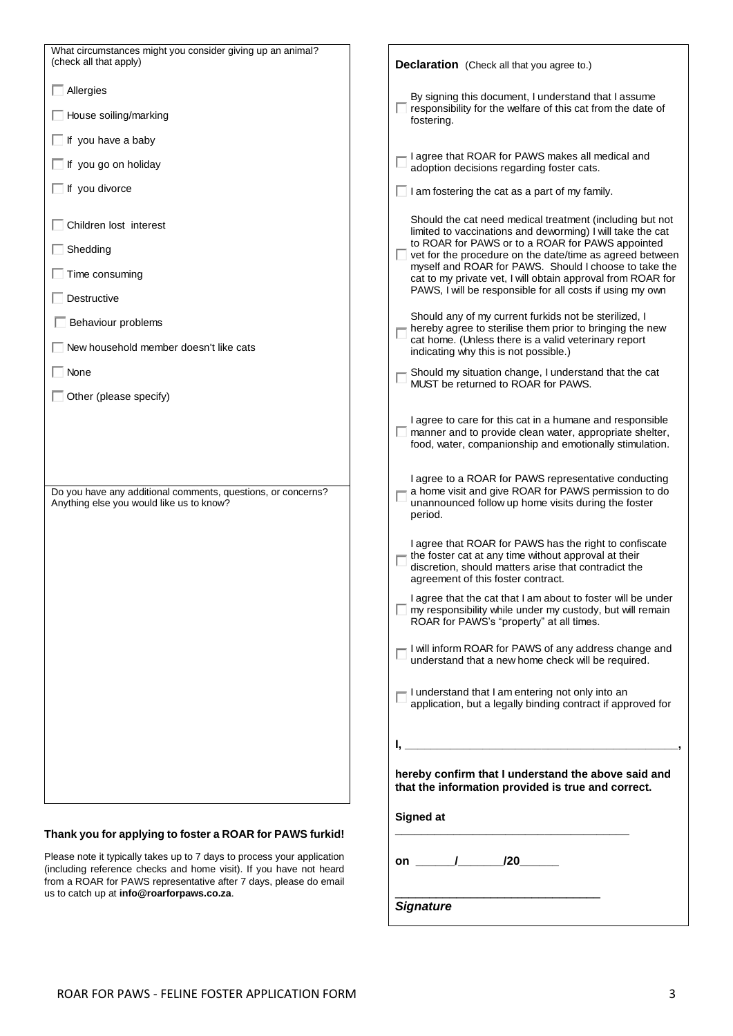What circumstances might you consider giving up an animal? (check all that apply)

- ☐ Allergies
- ☐ House soiling/marking
- ☐ If you have a baby
- ☐ If you go on holiday
- ☐ If you divorce
- ☐ Children lost interest
- ☐ Shedding
- ☐ Time consuming
- ☐ Destructive
- ☐ Behaviour problems
- ☐ New household member doesn't like cats
- ☐ None
- ☐ Other (please specify)

Do you have any additional comments, questions, or concerns? Anything else you would like us to know?

**Thank you for applying to foster a ROAR for PAWS furkid!**

Please note it typically takes up to 7 days to process your application (including reference checks and home visit). If you have not heard from a ROAR for PAWS representative after 7 days, please do email us to catch up at **info@roarforpaws.co.za**.

**Declaration** (Check all that you agree to.)

- ☐ By signing this document, I understand that I assume responsibility for the welfare of this cat from the date of fostering.
- ☐ I agree that ROAR for PAWS makes all medical and adoption decisions regarding foster cats.
- ☐ I am fostering the cat as a part of my family.
- ☐ Should the cat need medical treatment (including but not limited to vaccinations and deworming) I will take the cat to ROAR for PAWS or to a ROAR for PAWS appointed vet for the procedure on the date/time as agreed between myself and ROAR for PAWS. Should I choose to take the cat to my private vet, I will obtain approval from ROAR for PAWS, I will be responsible for all costs if using my own
- ☐ Should any of my current furkids not be sterilized, I hereby agree to sterilise them prior to bringing the new cat home. (Unless there is a valid veterinary report indicating why this is not possible.)
- ☐ Should my situation change, I understand that the cat MUST be returned to ROAR for PAWS.
- ☐ I agree to care for this cat in a humane and responsible manner and to provide clean water, appropriate shelter, food, water, companionship and emotionally stimulation.
- ☐ I agree to a ROAR for PAWS representative conducting a home visit and give ROAR for PAWS permission to do unannounced follow up home visits during the foster period.
- ☐ I agree that ROAR for PAWS has the right to confiscate the foster cat at any time without approval at their discretion, should matters arise that contradict the agreement of this foster contract.
- ☐ I agree that the cat that I am about to foster will be under my responsibility while under my custody, but will remain ROAR for PAWS's "property" at all times.
- ☐ I will inform ROAR for PAWS of any address change and understand that a new home check will be required.
- ☐ I understand that I am entering not only into an application, but a legally binding contract if approved for

**I, ___________________________________________,**

**hereby confirm that I understand the above said and that the information provided is true and correct.**

**Signed at**

______________________________________

**on ______/_______/20______**

________________________________

***Signature***